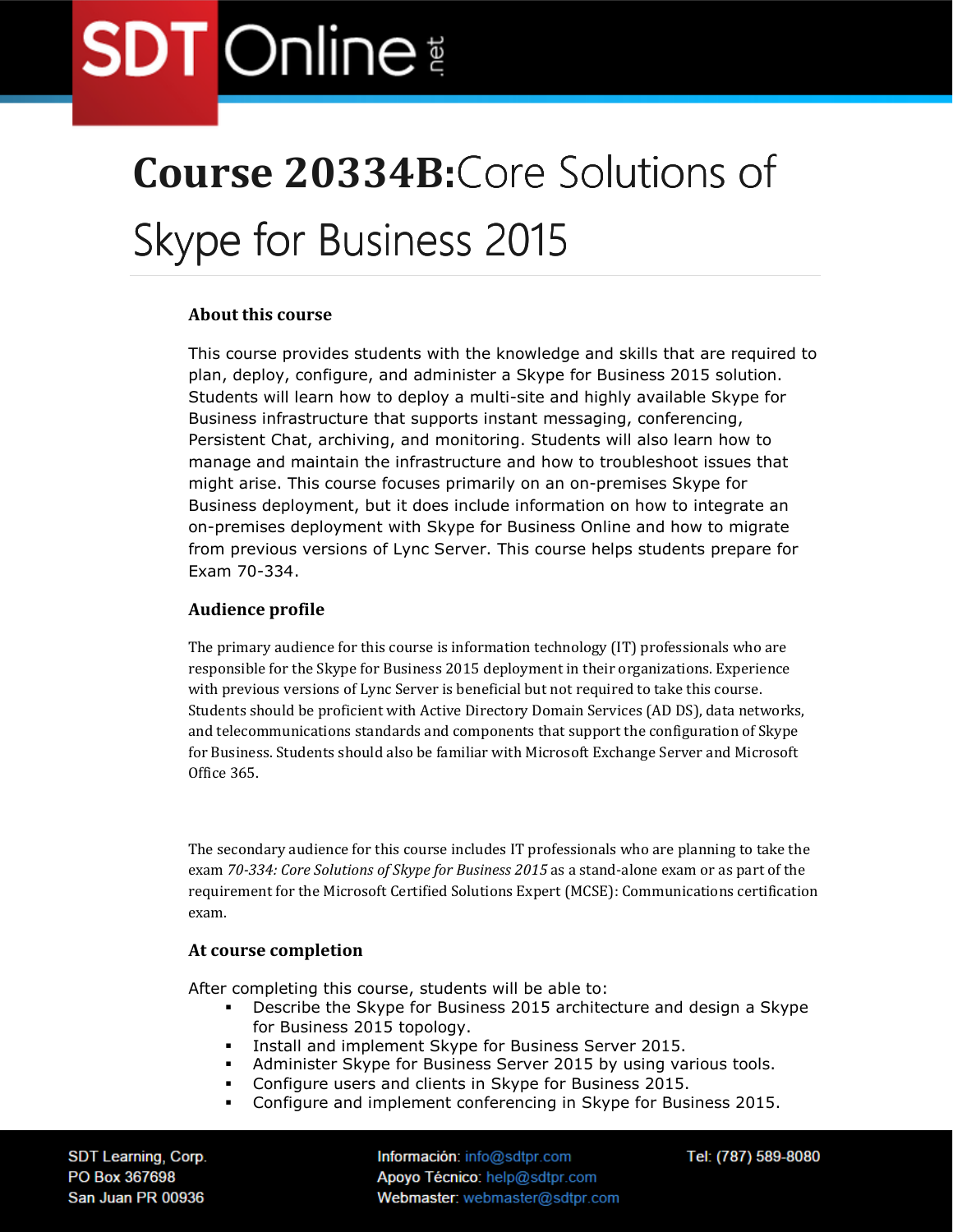# Course 20334B: Core Solutions of Skype for Business 2015

### About this course

This course provides students with the knowledge and skills that are required to plan, deploy, configure, and administer a Skype for Business 2015 solution. Students will learn how to deploy a multi-site and highly available Skype for Business infrastructure that supports instant messaging, conferencing, Persistent Chat, archiving, and monitoring. Students will also learn how to manage and maintain the infrastructure and how to troubleshoot issues that might arise. This course focuses primarily on an on-premises Skype for Business deployment, but it does include information on how to integrate an on-premises deployment with Skype for Business Online and how to migrate from previous versions of Lync Server. This course helps students prepare for Exam 70-334.

### Audience profile

The primary audience for this course is information technology (IT) professionals who are responsible for the Skype for Business 2015 deployment in their organizations. Experience with previous versions of Lync Server is beneficial but not required to take this course. Students should be proficient with Active Directory Domain Services (AD DS), data networks, and telecommunications standards and components that support the configuration of Skype for Business. Students should also be familiar with Microsoft Exchange Server and Microsoft Office 365.

The secondary audience for this course includes IT professionals who are planning to take the exam *70-334: Core Solutions of Skype for Business 2015* as a stand-alone exam or as part of the requirement for the Microsoft Certified Solutions Expert (MCSE): Communications certification exam.

### At course completion

After completing this course, students will be able to:

- Describe the Skype for Business 2015 architecture and design a Skype for Business 2015 topology.
- Install and implement Skype for Business Server 2015.
- Administer Skype for Business Server 2015 by using various tools.
- Configure users and clients in Skype for Business 2015.
- Configure and implement conferencing in Skype for Business 2015.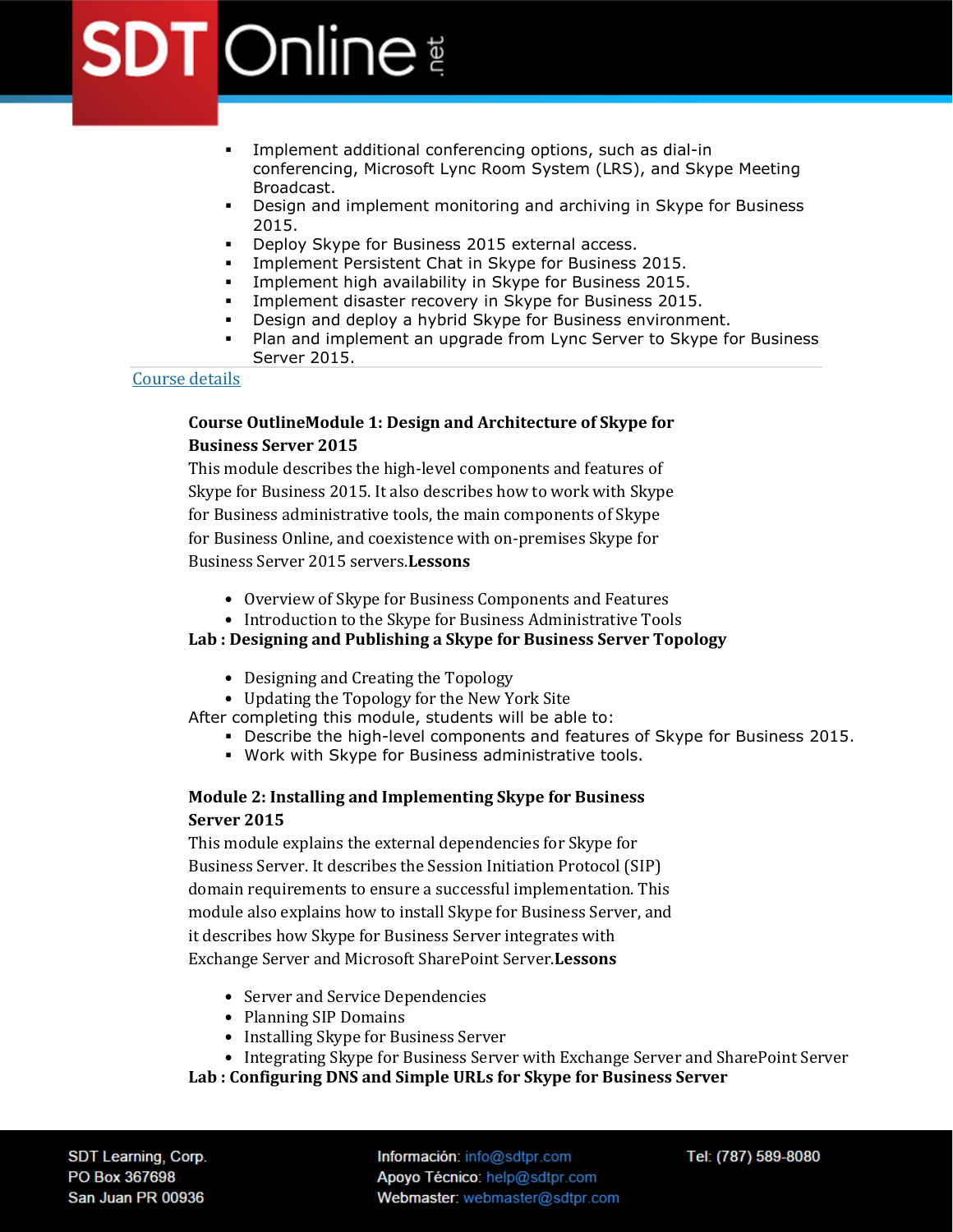- Implement additional conferencing options, such as dial-in conferencing, Microsoft Lync Room System (LRS), and Skype Meeting Broadcast.
- Design and implement monitoring and archiving in Skype for Business 2015.
- Deploy Skype for Business 2015 external access.
- Implement Persistent Chat in Skype for Business 2015.
- Implement high availability in Skype for Business 2015.
- Implement disaster recovery in Skype for Business 2015.
- Design and deploy a hybrid Skype for Business environment.
- Plan and implement an upgrade from Lync Server to Skype for Business Server 2015.

Course details

**Course OutlineModule 1: Design and Architecture of Skype for Business Server 2015**

This module describes the high-level components and features of Skype for Business 2015. It also describes how to work with Skype for Business administrative tools, the main components of Skype for Business Online, and coexistence with on-premises Skype for Business Server 2015 servers.**Lessons**

- Overview of Skype for Business Components and Features
- Introduction to the Skype for Business Administrative Tools

**Lab : Designing and Publishing a Skype for Business Server Topology**

- Designing and Creating the Topology
- Updating the Topology for the New York Site

After completing this module, students will be able to:

- Describe the high-level components and features of Skype for Business 2015.
- Work with Skype for Business administrative tools.

**Module 2: Installing and Implementing Skype for Business Server 2015**

This module explains the external dependencies for Skype for Business Server. It describes the Session Initiation Protocol (SIP) domain requirements to ensure a successful implementation. This module also explains how to install Skype for Business Server, and it describes how Skype for Business Server integrates with Exchange Server and Microsoft SharePoint Server.**Lessons**

- Server and Service Dependencies
- Planning SIP Domains
- Installing Skype for Business Server
- Integrating Skype for Business Server with Exchange Server and SharePoint Server

**Lab : Configuring DNS and Simple URLs for Skype for Business Server**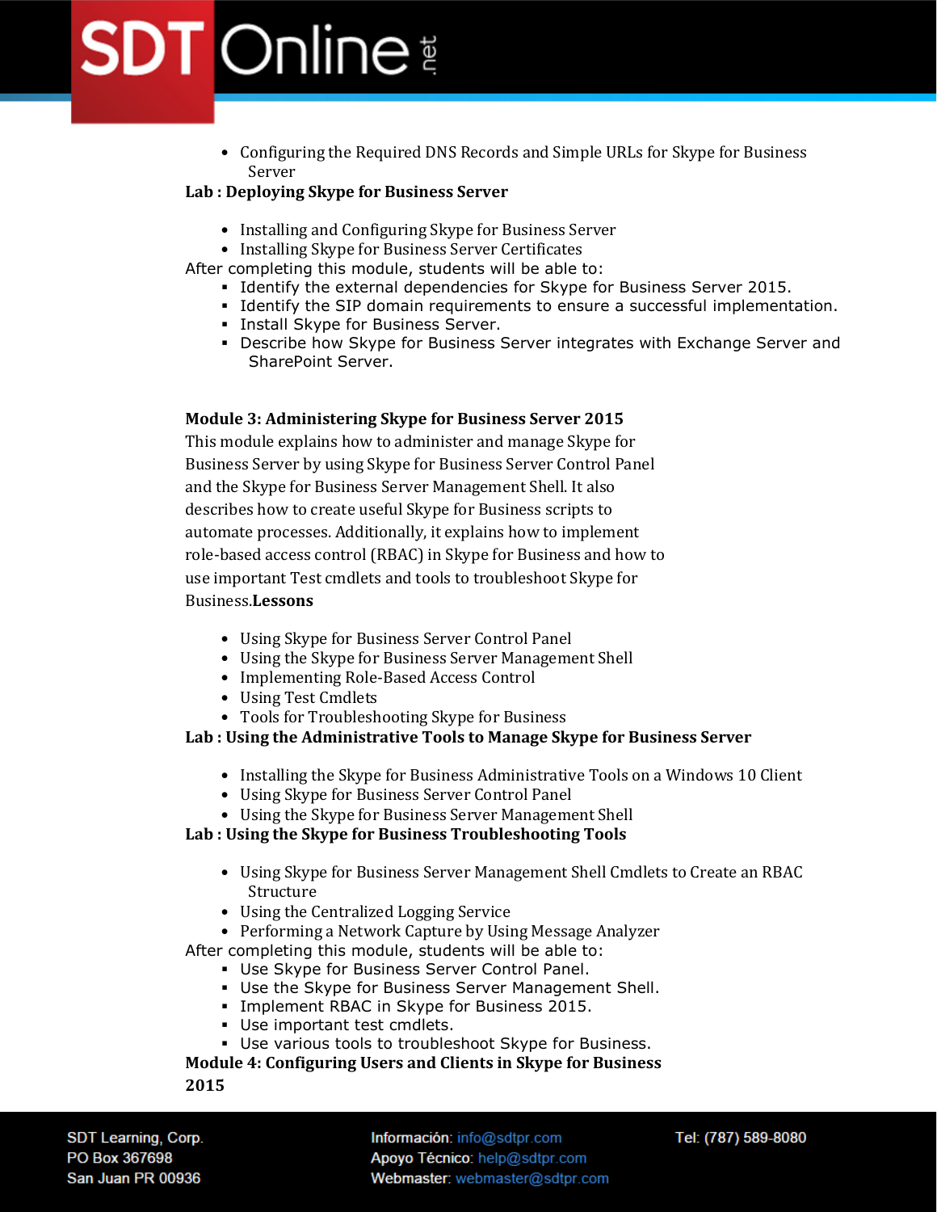- Configuring the Required DNS Records and Simple URLs for Skype for Business Server

**Lab : Deploying Skype for Business Server**

- Installing and Configuring Skype for Business Server
- Installing Skype for Business Server Certificates

After completing this module, students will be able to:

- Identify the external dependencies for Skype for Business Server 2015.
- Identify the SIP domain requirements to ensure a successful implementation.
- Install Skype for Business Server.
- Describe how Skype for Business Server integrates with Exchange Server and SharePoint Server.

**Module 3: Administering Skype for Business Server 2015**

This module explains how to administer and manage Skype for Business Server by using Skype for Business Server Control Panel and the Skype for Business Server Management Shell. It also describes how to create useful Skype for Business scripts to automate processes. Additionally, it explains how to implement role-based access control (RBAC) in Skype for Business and how to use important Test cmdlets and tools to troubleshoot Skype for Business.**Lessons**

- Using Skype for Business Server Control Panel
- Using the Skype for Business Server Management Shell
- Implementing Role-Based Access Control
- Using Test Cmdlets
- Tools for Troubleshooting Skype for Business

**Lab : Using the Administrative Tools to Manage Skype for Business Server**

- Installing the Skype for Business Administrative Tools on a Windows 10 Client
- Using Skype for Business Server Control Panel
- Using the Skype for Business Server Management Shell

**Lab : Using the Skype for Business Troubleshooting Tools**

- Using Skype for Business Server Management Shell Cmdlets to Create an RBAC Structure
- Using the Centralized Logging Service
- Performing a Network Capture by Using Message Analyzer

After completing this module, students will be able to:

- Use Skype for Business Server Control Panel.
- Use the Skype for Business Server Management Shell.
- Implement RBAC in Skype for Business 2015.
- Use important test cmdlets.
- Use various tools to troubleshoot Skype for Business.

**Module 4: Configuring Users and Clients in Skype for Business 2015**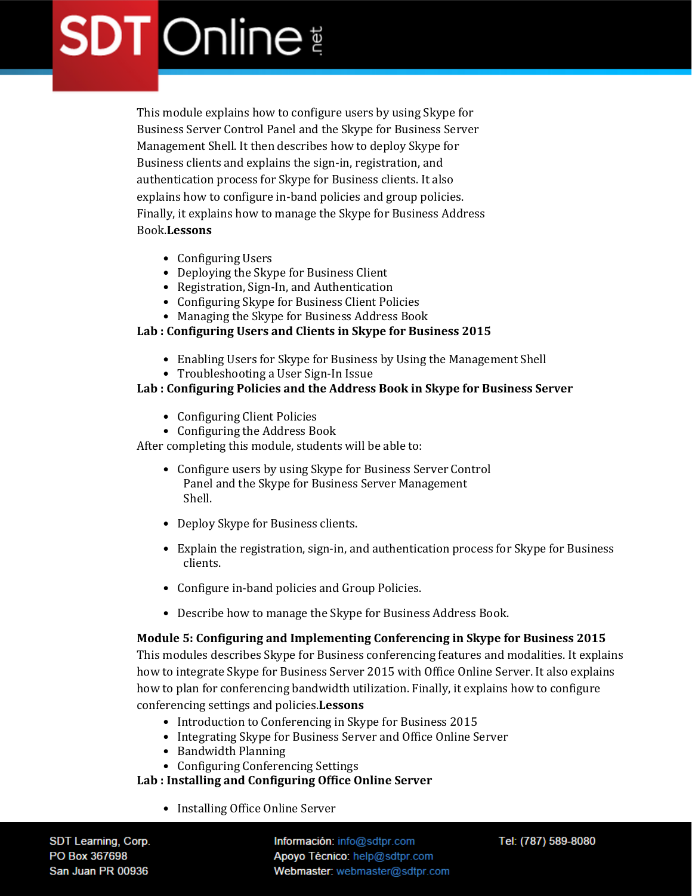This module explains how to configure users by using Skype for Business Server Control Panel and the Skype for Business Server Management Shell. It then describes how to deploy Skype for Business clients and explains the sign-in, registration, and authentication process for Skype for Business clients. It also explains how to configure in-band policies and group policies. Finally, it explains how to manage the Skype for Business Address Book.**Lessons**

- Configuring Users
- Deploying the Skype for Business Client
- Registration, Sign-In, and Authentication
- Configuring Skype for Business Client Policies
- Managing the Skype for Business Address Book

**Lab : Configuring Users and Clients in Skype for Business 2015**

- Enabling Users for Skype for Business by Using the Management Shell
- Troubleshooting a User Sign-In Issue

**Lab : Configuring Policies and the Address Book in Skype for Business Server**

- Configuring Client Policies
- Configuring the Address Book

After completing this module, students will be able to:

- Configure users by using Skype for Business Server Control Panel and the Skype for Business Server Management Shell.
- Deploy Skype for Business clients.
- Explain the registration, sign-in, and authentication process for Skype for Business clients.
- Configure in-band policies and Group Policies.
- Describe how to manage the Skype for Business Address Book.

**Module 5: Configuring and Implementing Conferencing in Skype for Business 2015**

This modules describes Skype for Business conferencing features and modalities. It explains how to integrate Skype for Business Server 2015 with Office Online Server. It also explains how to plan for conferencing bandwidth utilization. Finally, it explains how to configure conferencing settings and policies.**Lessons**

- Introduction to Conferencing in Skype for Business 2015
- Integrating Skype for Business Server and Office Online Server
- Bandwidth Planning
- Configuring Conferencing Settings

**Lab : Installing and Configuring Office Online Server**

- Installing Office Online Server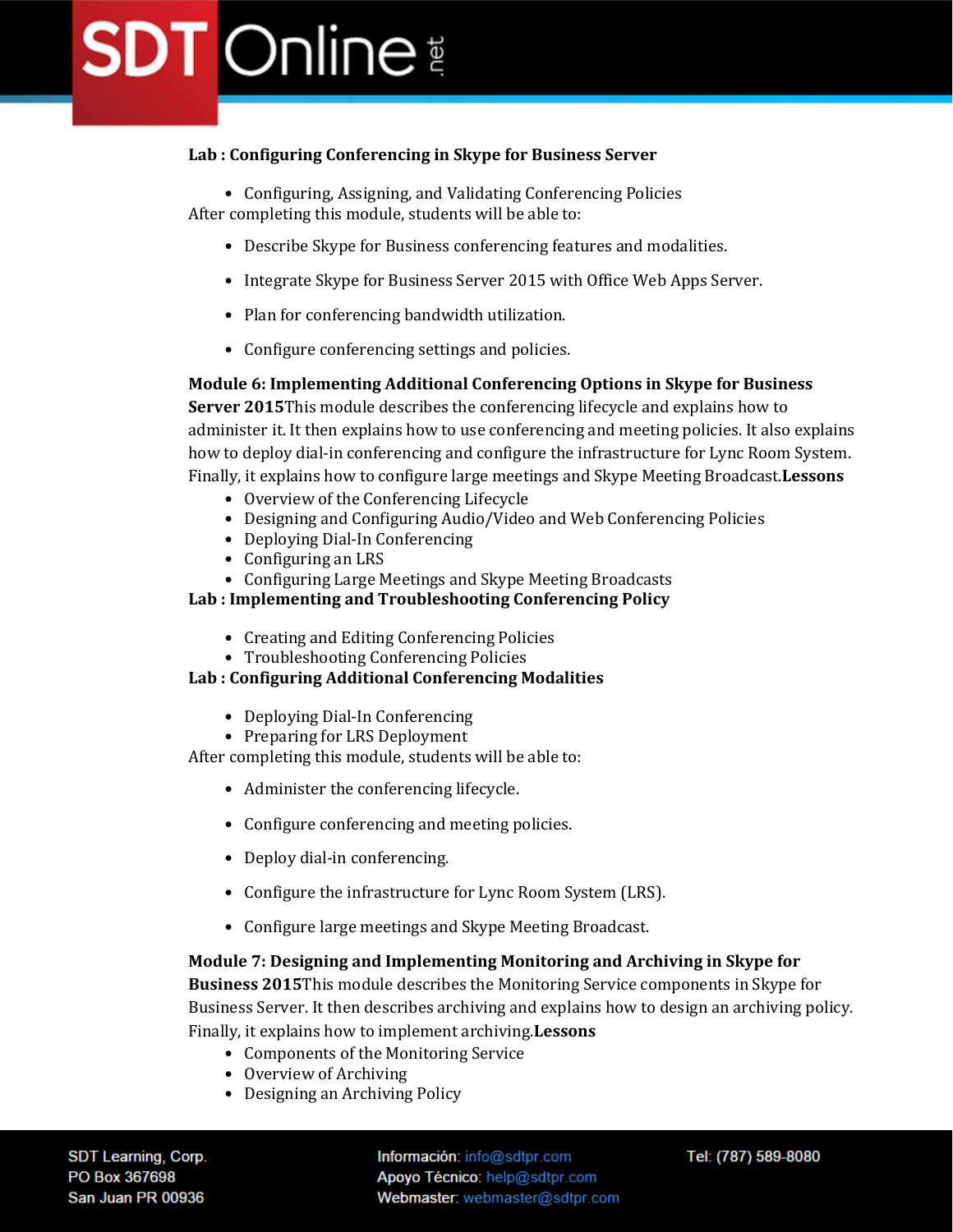**Lab : Configuring Conferencing in Skype for Business Server**

- Configuring, Assigning, and Validating Conferencing Policies

After completing this module, students will be able to:

- Describe Skype for Business conferencing features and modalities.
- Integrate Skype for Business Server 2015 with Office Web Apps Server.
- Plan for conferencing bandwidth utilization.
- Configure conferencing settings and policies.

**Module 6: Implementing Additional Conferencing Options in Skype for Business Server 2015**This module describes the conferencing lifecycle and explains how to administer it. It then explains how to use conferencing and meeting policies. It also explains how to deploy dial-in conferencing and configure the infrastructure for Lync Room System. Finally, it explains how to configure large meetings and Skype Meeting Broadcast.**Lessons**

- Overview of the Conferencing Lifecycle
- Designing and Configuring Audio/Video and Web Conferencing Policies
- Deploying Dial-In Conferencing
- Configuring an LRS
- Configuring Large Meetings and Skype Meeting Broadcasts

**Lab : Implementing and Troubleshooting Conferencing Policy**

- Creating and Editing Conferencing Policies
- Troubleshooting Conferencing Policies

**Lab : Configuring Additional Conferencing Modalities**

- Deploying Dial-In Conferencing
- Preparing for LRS Deployment

After completing this module, students will be able to:

- Administer the conferencing lifecycle.
- Configure conferencing and meeting policies.
- Deploy dial-in conferencing.
- Configure the infrastructure for Lync Room System (LRS).
- Configure large meetings and Skype Meeting Broadcast.

**Module 7: Designing and Implementing Monitoring and Archiving in Skype for Business 2015**This module describes the Monitoring Service components in Skype for Business Server. It then describes archiving and explains how to design an archiving policy. Finally, it explains how to implement archiving.**Lessons**

- Components of the Monitoring Service
- Overview of Archiving
- Designing an Archiving Policy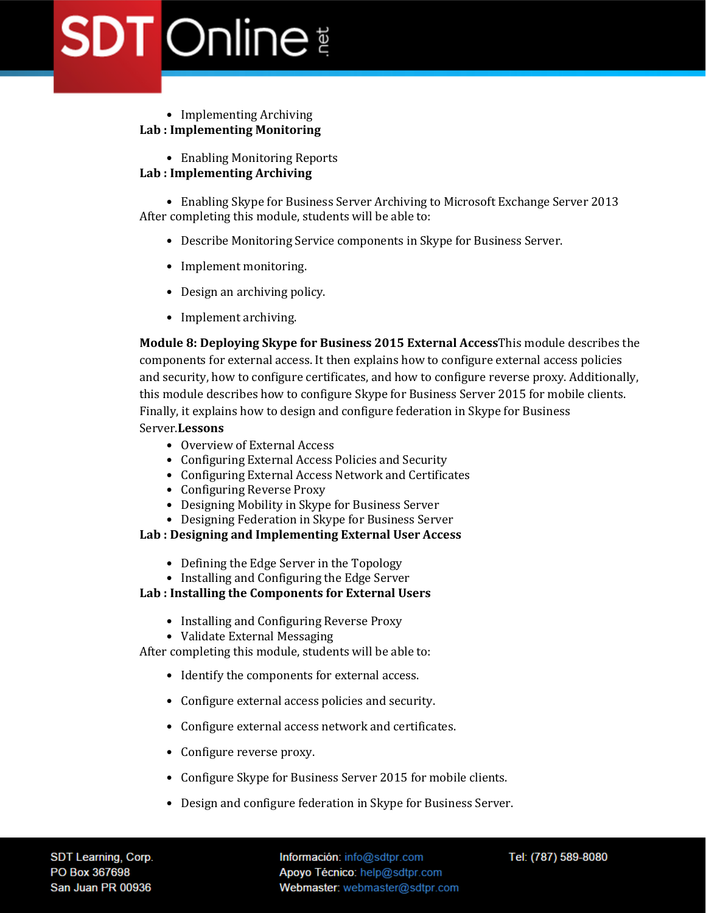- Implementing Archiving

**Lab : Implementing Monitoring**

- Enabling Monitoring Reports

**Lab : Implementing Archiving**

- Enabling Skype for Business Server Archiving to Microsoft Exchange Server 2013

After completing this module, students will be able to:

- Describe Monitoring Service components in Skype for Business Server.
- Implement monitoring.
- Design an archiving policy.
- Implement archiving.

**Module 8: Deploying Skype for Business 2015 External Access**This module describes the components for external access. It then explains how to configure external access policies and security, how to configure certificates, and how to configure reverse proxy. Additionally, this module describes how to configure Skype for Business Server 2015 for mobile clients. Finally, it explains how to design and configure federation in Skype for Business Server.**Lessons**

- Overview of External Access
- Configuring External Access Policies and Security
- Configuring External Access Network and Certificates
- Configuring Reverse Proxy
- Designing Mobility in Skype for Business Server
- Designing Federation in Skype for Business Server

**Lab : Designing and Implementing External User Access**

- Defining the Edge Server in the Topology
- Installing and Configuring the Edge Server

**Lab : Installing the Components for External Users**

- Installing and Configuring Reverse Proxy
- Validate External Messaging

After completing this module, students will be able to:

- Identify the components for external access.
- Configure external access policies and security.
- Configure external access network and certificates.
- Configure reverse proxy.
- Configure Skype for Business Server 2015 for mobile clients.
- Design and configure federation in Skype for Business Server.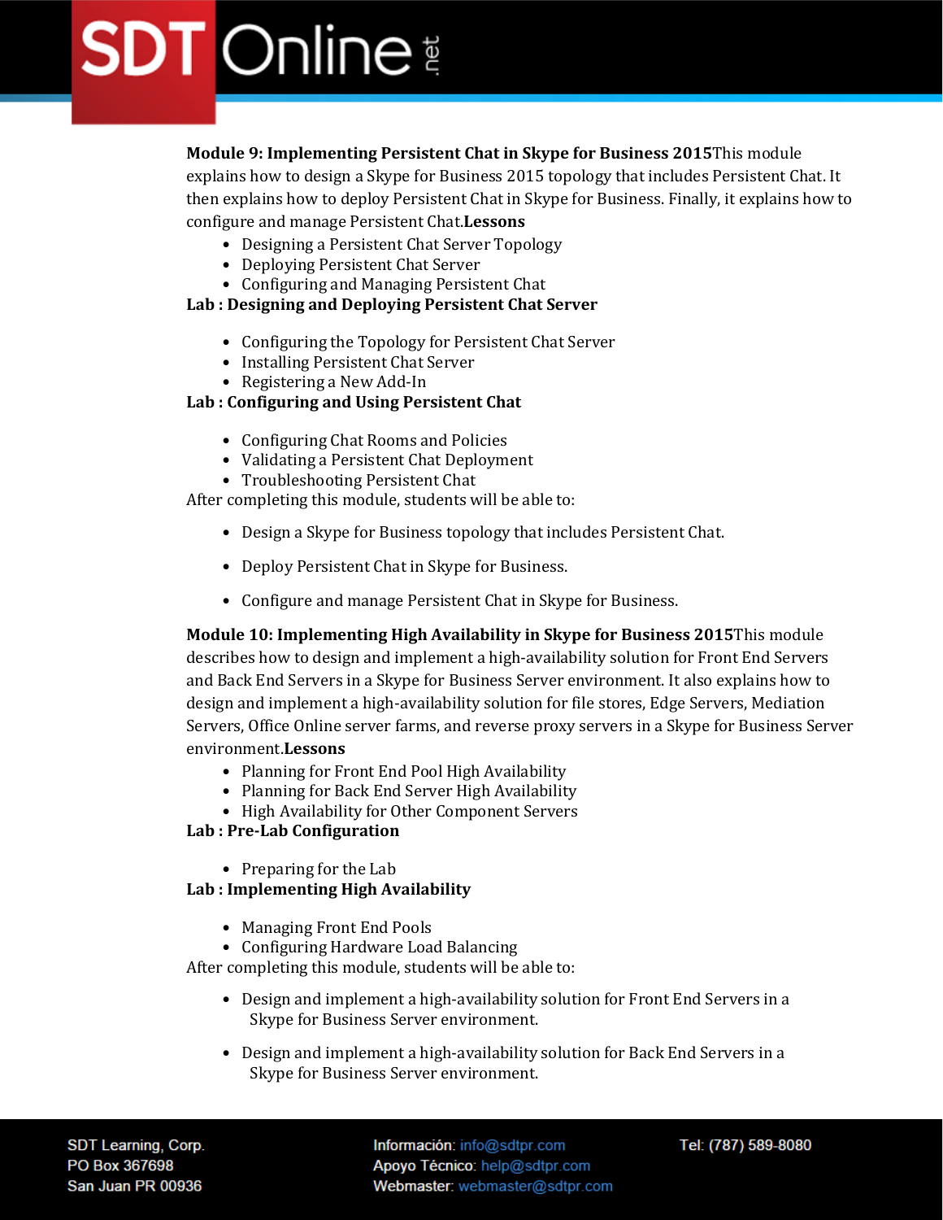**Module 9: Implementing Persistent Chat in Skype for Business 2015**This module explains how to design a Skype for Business 2015 topology that includes Persistent Chat. It then explains how to deploy Persistent Chat in Skype for Business. Finally, it explains how to configure and manage Persistent Chat.**Lessons**

- Designing a Persistent Chat Server Topology
- Deploying Persistent Chat Server
- Configuring and Managing Persistent Chat

**Lab : Designing and Deploying Persistent Chat Server**

- Configuring the Topology for Persistent Chat Server
- Installing Persistent Chat Server
- Registering a New Add-In

**Lab : Configuring and Using Persistent Chat**

- Configuring Chat Rooms and Policies
- Validating a Persistent Chat Deployment
- Troubleshooting Persistent Chat

After completing this module, students will be able to:

- Design a Skype for Business topology that includes Persistent Chat.
- Deploy Persistent Chat in Skype for Business.
- Configure and manage Persistent Chat in Skype for Business.

**Module 10: Implementing High Availability in Skype for Business 2015**This module describes how to design and implement a high-availability solution for Front End Servers and Back End Servers in a Skype for Business Server environment. It also explains how to design and implement a high-availability solution for file stores, Edge Servers, Mediation Servers, Office Online server farms, and reverse proxy servers in a Skype for Business Server environment.**Lessons**

- Planning for Front End Pool High Availability
- Planning for Back End Server High Availability
- High Availability for Other Component Servers

**Lab : Pre-Lab Configuration**

- Preparing for the Lab

**Lab : Implementing High Availability**

- Managing Front End Pools
- Configuring Hardware Load Balancing

After completing this module, students will be able to:

- Design and implement a high-availability solution for Front End Servers in a Skype for Business Server environment.
- Design and implement a high-availability solution for Back End Servers in a Skype for Business Server environment.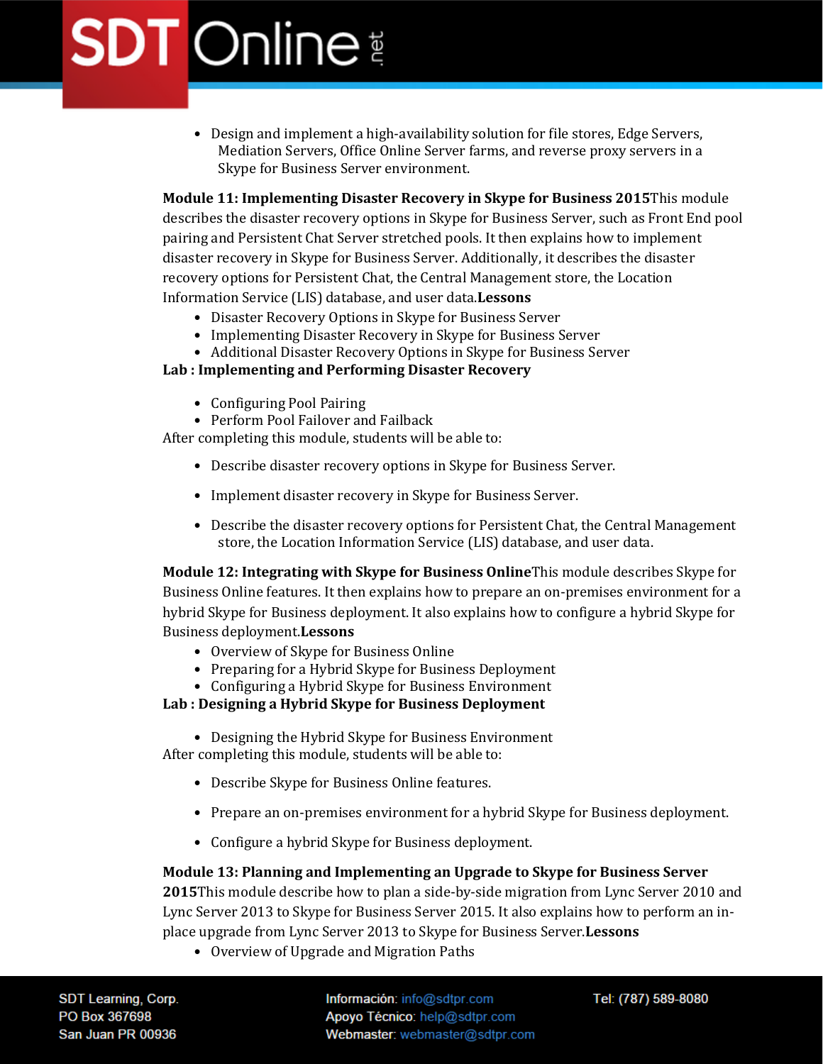- Design and implement a high-availability solution for file stores, Edge Servers, Mediation Servers, Office Online Server farms, and reverse proxy servers in a Skype for Business Server environment.

**Module 11: Implementing Disaster Recovery in Skype for Business 2015**This module describes the disaster recovery options in Skype for Business Server, such as Front End pool pairing and Persistent Chat Server stretched pools. It then explains how to implement disaster recovery in Skype for Business Server. Additionally, it describes the disaster recovery options for Persistent Chat, the Central Management store, the Location Information Service (LIS) database, and user data.**Lessons**

- Disaster Recovery Options in Skype for Business Server
- Implementing Disaster Recovery in Skype for Business Server
- Additional Disaster Recovery Options in Skype for Business Server

**Lab : Implementing and Performing Disaster Recovery**

- Configuring Pool Pairing
- Perform Pool Failover and Failback

After completing this module, students will be able to:

- Describe disaster recovery options in Skype for Business Server.
- Implement disaster recovery in Skype for Business Server.
- Describe the disaster recovery options for Persistent Chat, the Central Management store, the Location Information Service (LIS) database, and user data.

**Module 12: Integrating with Skype for Business Online**This module describes Skype for Business Online features. It then explains how to prepare an on-premises environment for a hybrid Skype for Business deployment. It also explains how to configure a hybrid Skype for Business deployment.**Lessons**

- Overview of Skype for Business Online
- Preparing for a Hybrid Skype for Business Deployment
- Configuring a Hybrid Skype for Business Environment

**Lab : Designing a Hybrid Skype for Business Deployment**

- Designing the Hybrid Skype for Business Environment

After completing this module, students will be able to:

- Describe Skype for Business Online features.
- Prepare an on-premises environment for a hybrid Skype for Business deployment.
- Configure a hybrid Skype for Business deployment.

**Module 13: Planning and Implementing an Upgrade to Skype for Business Server 2015**This module describe how to plan a side-by-side migration from Lync Server 2010 and Lync Server 2013 to Skype for Business Server 2015. It also explains how to perform an in-place upgrade from Lync Server 2013 to Skype for Business Server.**Lessons**

- Overview of Upgrade and Migration Paths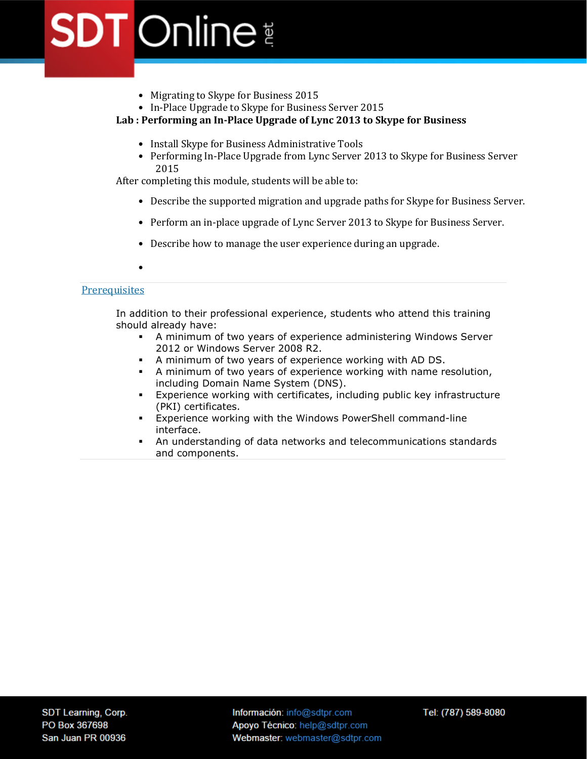- Migrating to Skype for Business 2015
- In-Place Upgrade to Skype for Business Server 2015

**Lab : Performing an In-Place Upgrade of Lync 2013 to Skype for Business**

- Install Skype for Business Administrative Tools
- Performing In-Place Upgrade from Lync Server 2013 to Skype for Business Server 2015

After completing this module, students will be able to:

- Describe the supported migration and upgrade paths for Skype for Business Server.
- Perform an in-place upgrade of Lync Server 2013 to Skype for Business Server.
- Describe how to manage the user experience during an upgrade.

## Prerequisites

In addition to their professional experience, students who attend this training should already have:

- A minimum of two years of experience administering Windows Server 2012 or Windows Server 2008 R2.
- A minimum of two years of experience working with AD DS.
- A minimum of two years of experience working with name resolution, including Domain Name System (DNS).
- Experience working with certificates, including public key infrastructure (PKI) certificates.
- Experience working with the Windows PowerShell command-line interface.
- An understanding of data networks and telecommunications standards and components.